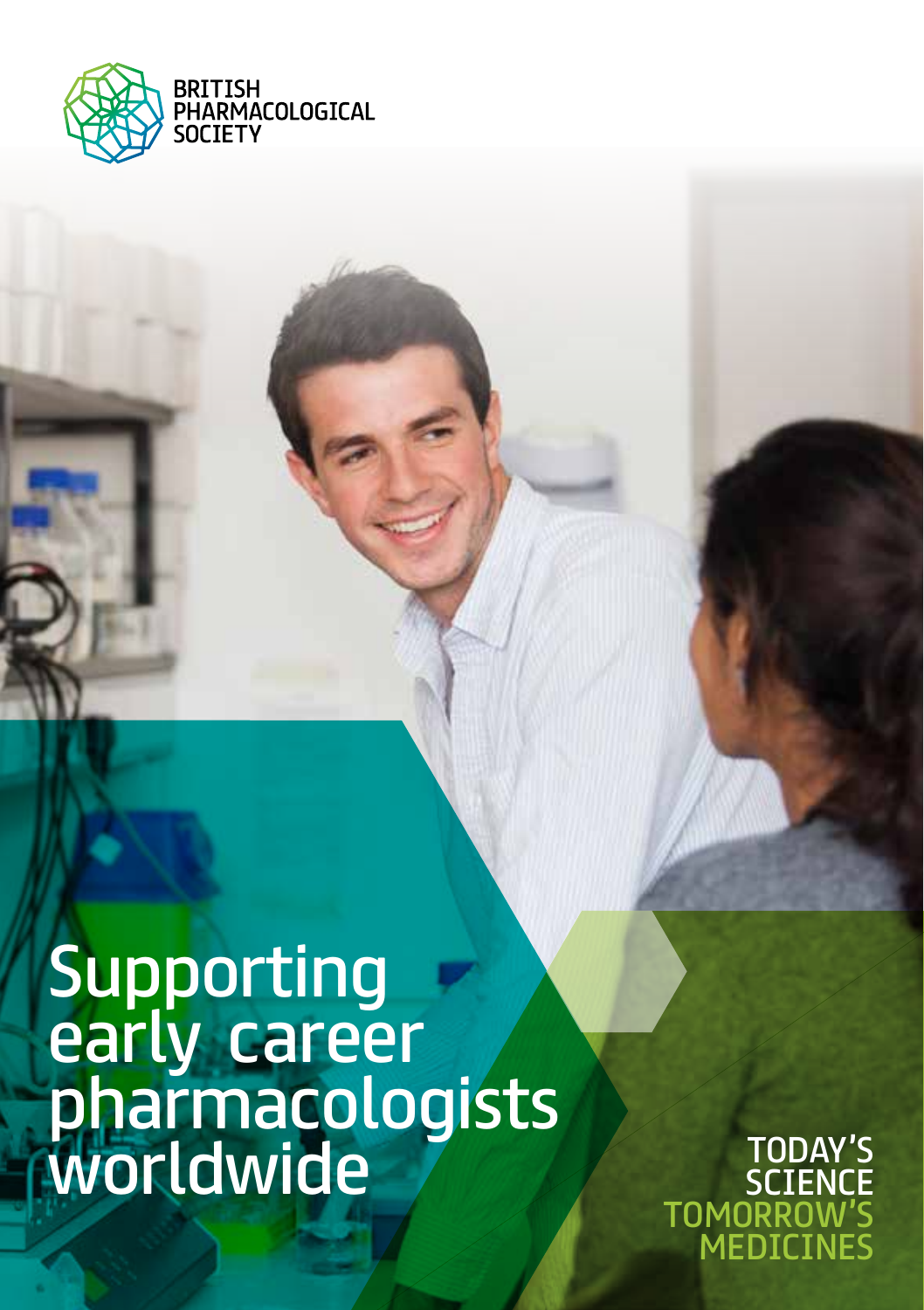BRITISH PHARMACOLOGICAL SOCIETY

# Supporting early career pharmacologists worldwide

TODAY'S SCIENCE TOMORROW'S MEDICINES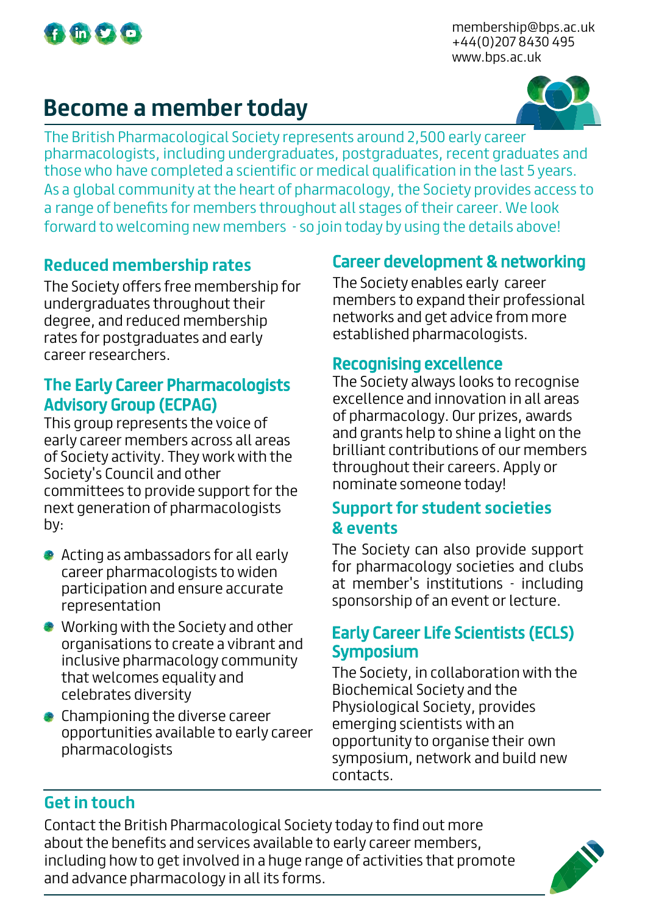membership@bps.ac.uk
+44(0)207 8430 495
www.bps.ac.uk

# Become a member today

The British Pharmacological Society represents around 2,500 early career pharmacologists, including undergraduates, postgraduates, recent graduates and those who have completed a scientific or medical qualification in the last 5 years. As a global community at the heart of pharmacology, the Society provides access to a range of benefits for members throughout all stages of their career. We look forward to welcoming new members - so join today by using the details above!

## Reduced membership rates

The Society offers free membership for undergraduates throughout their degree, and reduced membership rates for postgraduates and early career researchers.

## The Early Career Pharmacologists Advisory Group (ECPAG)

This group represents the voice of early career members across all areas of Society activity. They work with the Society's Council and other committees to provide support for the next generation of pharmacologists by:

- Acting as ambassadors for all early career pharmacologists to widen participation and ensure accurate representation
- Working with the Society and other organisations to create a vibrant and inclusive pharmacology community that welcomes equality and celebrates diversity
- Championing the diverse career opportunities available to early career pharmacologists

## Career development & networking

The Society enables early career members to expand their professional networks and get advice from more established pharmacologists.

## Recognising excellence

The Society always looks to recognise excellence and innovation in all areas of pharmacology. Our prizes, awards and grants help to shine a light on the brilliant contributions of our members throughout their careers. Apply or nominate someone today!

## Support for student societies & events

The Society can also provide support for pharmacology societies and clubs at member's institutions - including sponsorship of an event or lecture.

## Early Career Life Scientists (ECLS) Symposium

The Society, in collaboration with the Biochemical Society and the Physiological Society, provides emerging scientists with an opportunity to organise their own symposium, network and build new contacts.

## Get in touch

Contact the British Pharmacological Society today to find out more about the benefits and services available to early career members, including how to get involved in a huge range of activities that promote and advance pharmacology in all its forms.